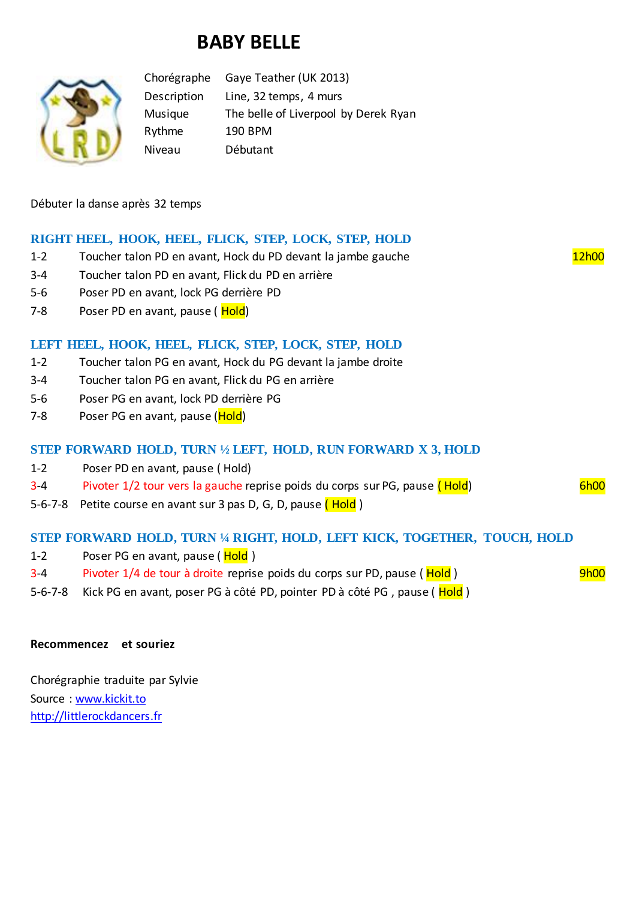# BABY BELLE

| | |
|---|---|
| Chorégraphe | Gaye Teather (UK 2013) |
| Description | Line, 32 temps, 4 murs |
| Musique | The belle of Liverpool by Derek Ryan |
| Rythme | 190 BPM |
| Niveau | Débutant |

Débuter la danse après 32 temps

### RIGHT HEEL, HOOK, HEEL, FLICK, STEP, LOCK, STEP, HOLD

1-2 Toucher talon PD en avant, Hock du PD devant la jambe gauche — 12h00

3-4 Toucher talon PD en avant, Flick du PD en arrière

5-6 Poser PD en avant, lock PG derrière PD

7-8 Poser PD en avant, pause ( Hold)

### LEFT HEEL, HOOK, HEEL, FLICK, STEP, LOCK, STEP, HOLD

1-2 Toucher talon PG en avant, Hock du PG devant la jambe droite

3-4 Toucher talon PG en avant, Flick du PG en arrière

5-6 Poser PG en avant, lock PD derrière PG

7-8 Poser PG en avant, pause (Hold)

### STEP FORWARD HOLD, TURN ½ LEFT, HOLD, RUN FORWARD X 3, HOLD

1-2 Poser PD en avant, pause ( Hold)

3-4 Pivoter 1/2 tour vers la gauche reprise poids du corps sur PG, pause ( Hold) — 6h00

5-6-7-8 Petite course en avant sur 3 pas D, G, D, pause ( Hold )

### STEP FORWARD HOLD, TURN ¼ RIGHT, HOLD, LEFT KICK, TOGETHER, TOUCH, HOLD

1-2 Poser PG en avant, pause ( Hold )

3-4 Pivoter 1/4 de tour à droite reprise poids du corps sur PD, pause ( Hold ) — 9h00

5-6-7-8 Kick PG en avant, poser PG à côté PD, pointer PD à côté PG , pause ( Hold )

**Recommencez et souriez**

Chorégraphie traduite par Sylvie

Source : www.kickit.to

http://littlerockdancers.fr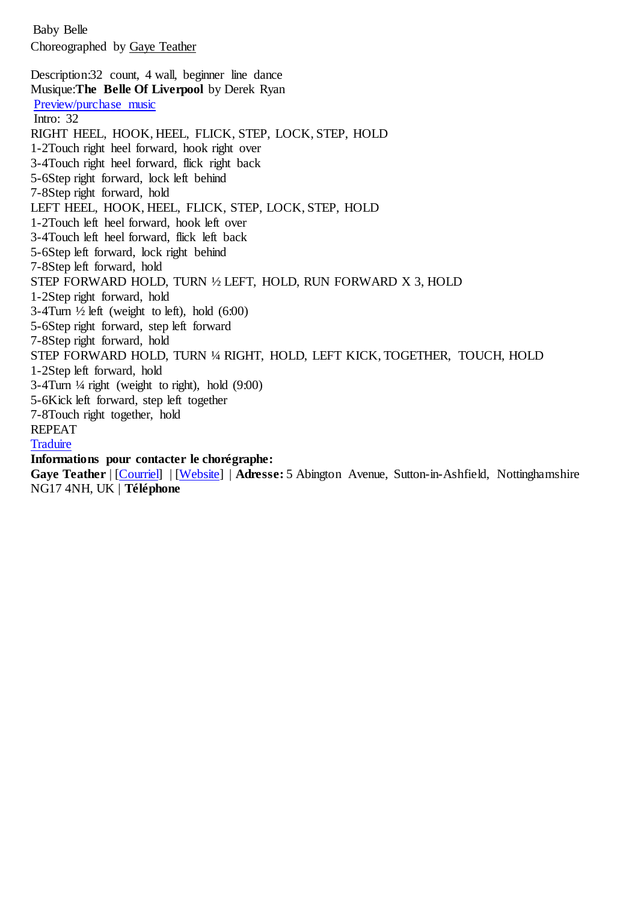Baby Belle

Choreographed by Gaye Teather

Description:32 count, 4 wall, beginner line dance

Musique:**The Belle Of Liverpool** by Derek Ryan

Preview/purchase music

Intro: 32

RIGHT HEEL, HOOK, HEEL, FLICK, STEP, LOCK, STEP, HOLD

1-2Touch right heel forward, hook right over

3-4Touch right heel forward, flick right back

5-6Step right forward, lock left behind

7-8Step right forward, hold

LEFT HEEL, HOOK, HEEL, FLICK, STEP, LOCK, STEP, HOLD

1-2Touch left heel forward, hook left over

3-4Touch left heel forward, flick left back

5-6Step left forward, lock right behind

7-8Step left forward, hold

STEP FORWARD HOLD, TURN ½ LEFT, HOLD, RUN FORWARD X 3, HOLD

1-2Step right forward, hold

3-4Turn ½ left (weight to left), hold (6:00)

5-6Step right forward, step left forward

7-8Step right forward, hold

STEP FORWARD HOLD, TURN ¼ RIGHT, HOLD, LEFT KICK, TOGETHER, TOUCH, HOLD

1-2Step left forward, hold

3-4Turn ¼ right (weight to right), hold (9:00)

5-6Kick left forward, step left together

7-8Touch right together, hold

REPEAT

Traduire

**Informations pour contacter le chorégraphe:**

**Gaye Teather** | [Courriel] | [Website] | **Adresse:** 5 Abington Avenue, Sutton-in-Ashfield, Nottinghamshire NG17 4NH, UK | **Téléphone**